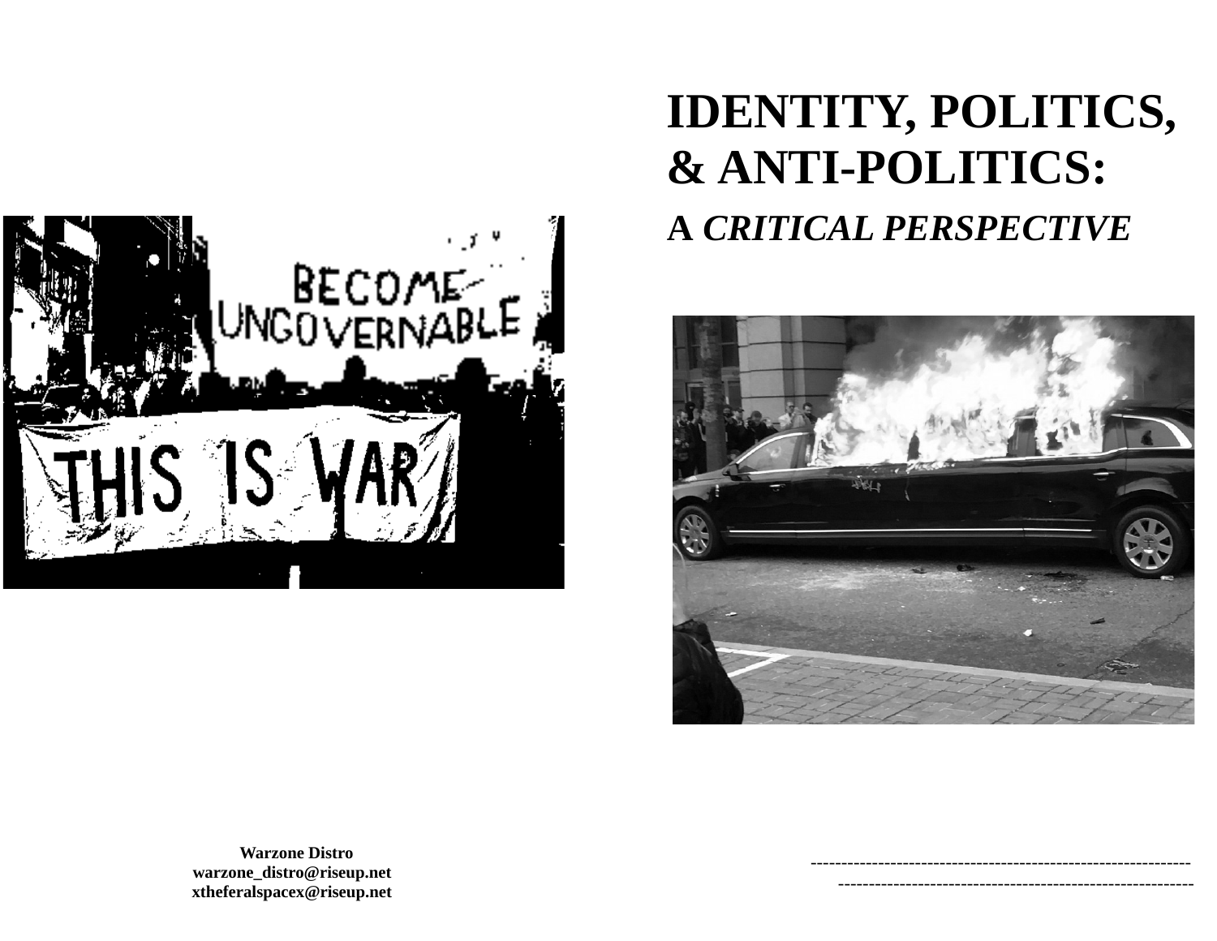# IDENTITY, POLITICS, & ANTI-POLITICS:

## A *CRITICAL PERSPECTIVE*

**Warzone Distro**
**warzone_distro@riseup.net**
**xtheferalspacex@riseup.net**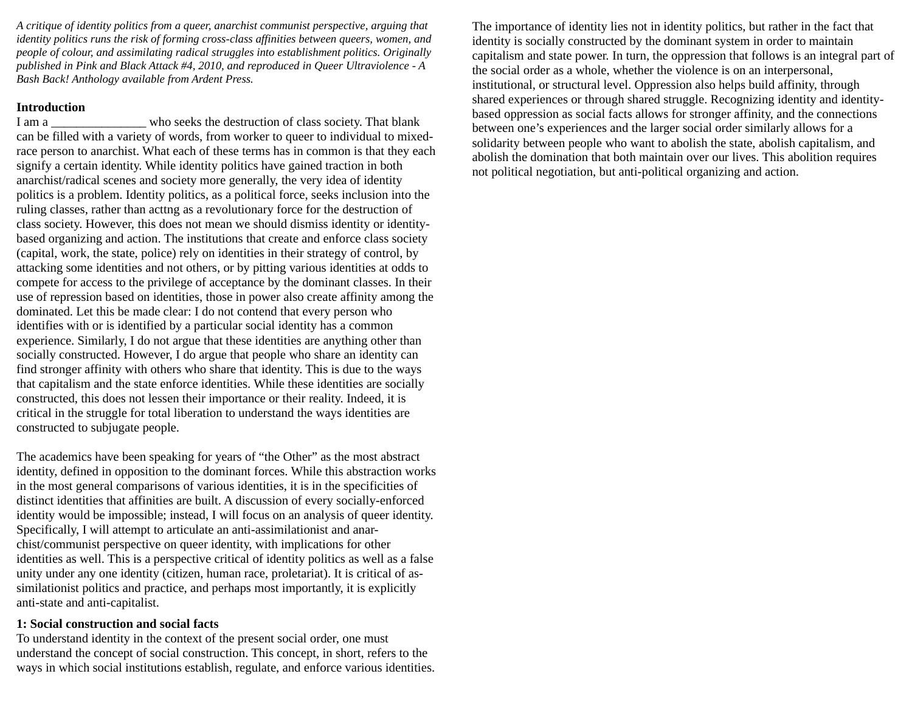*A critique of identity politics from a queer, anarchist communist perspective, arguing that identity politics runs the risk of forming cross-class affinities between queers, women, and people of colour, and assimilating radical struggles into establishment politics. Originally published in Pink and Black Attack #4, 2010, and reproduced in Queer Ultraviolence - A Bash Back! Anthology available from Ardent Press.*

**Introduction**

I am a _______________ who seeks the destruction of class society. That blank can be filled with a variety of words, from worker to queer to individual to mixed-race person to anarchist. What each of these terms has in common is that they each signify a certain identity. While identity politics have gained traction in both anarchist/radical scenes and society more generally, the very idea of identity politics is a problem. Identity politics, as a political force, seeks inclusion into the ruling classes, rather than acttng as a revolutionary force for the destruction of class society. However, this does not mean we should dismiss identity or identity-based organizing and action. The institutions that create and enforce class society (capital, work, the state, police) rely on identities in their strategy of control, by attacking some identities and not others, or by pitting various identities at odds to compete for access to the privilege of acceptance by the dominant classes. In their use of repression based on identities, those in power also create affinity among the dominated. Let this be made clear: I do not contend that every person who identifies with or is identified by a particular social identity has a common experience. Similarly, I do not argue that these identities are anything other than socially constructed. However, I do argue that people who share an identity can find stronger affinity with others who share that identity. This is due to the ways that capitalism and the state enforce identities. While these identities are socially constructed, this does not lessen their importance or their reality. Indeed, it is critical in the struggle for total liberation to understand the ways identities are constructed to subjugate people.

The academics have been speaking for years of "the Other" as the most abstract identity, defined in opposition to the dominant forces. While this abstraction works in the most general comparisons of various identities, it is in the specificities of distinct identities that affinities are built. A discussion of every socially-enforced identity would be impossible; instead, I will focus on an analysis of queer identity. Specifically, I will attempt to articulate an anti-assimilationist and anarchist/communist perspective on queer identity, with implications for other identities as well. This is a perspective critical of identity politics as well as a false unity under any one identity (citizen, human race, proletariat). It is critical of assimilationist politics and practice, and perhaps most importantly, it is explicitly anti-state and anti-capitalist.

**1: Social construction and social facts**

To understand identity in the context of the present social order, one must understand the concept of social construction. This concept, in short, refers to the ways in which social institutions establish, regulate, and enforce various identities. The importance of identity lies not in identity politics, but rather in the fact that identity is socially constructed by the dominant system in order to maintain capitalism and state power. In turn, the oppression that follows is an integral part of the social order as a whole, whether the violence is on an interpersonal, institutional, or structural level. Oppression also helps build affinity, through shared experiences or through shared struggle. Recognizing identity and identity-based oppression as social facts allows for stronger affinity, and the connections between one's experiences and the larger social order similarly allows for a solidarity between people who want to abolish the state, abolish capitalism, and abolish the domination that both maintain over our lives. This abolition requires not political negotiation, but anti-political organizing and action.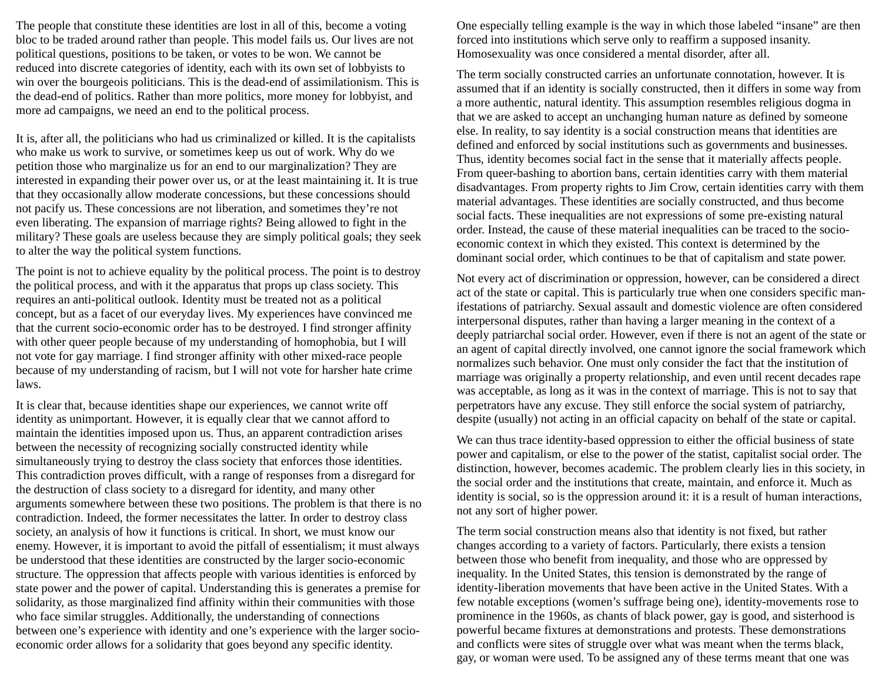The people that constitute these identities are lost in all of this, become a voting bloc to be traded around rather than people. This model fails us. Our lives are not political questions, positions to be taken, or votes to be won. We cannot be reduced into discrete categories of identity, each with its own set of lobbyists to win over the bourgeois politicians. This is the dead-end of assimilationism. This is the dead-end of politics. Rather than more politics, more money for lobbyist, and more ad campaigns, we need an end to the political process.

It is, after all, the politicians who had us criminalized or killed. It is the capitalists who make us work to survive, or sometimes keep us out of work. Why do we petition those who marginalize us for an end to our marginalization? They are interested in expanding their power over us, or at the least maintaining it. It is true that they occasionally allow moderate concessions, but these concessions should not pacify us. These concessions are not liberation, and sometimes they're not even liberating. The expansion of marriage rights? Being allowed to fight in the military? These goals are useless because they are simply political goals; they seek to alter the way the political system functions.

The point is not to achieve equality by the political process. The point is to destroy the political process, and with it the apparatus that props up class society. This requires an anti-political outlook. Identity must be treated not as a political concept, but as a facet of our everyday lives. My experiences have convinced me that the current socio-economic order has to be destroyed. I find stronger affinity with other queer people because of my understanding of homophobia, but I will not vote for gay marriage. I find stronger affinity with other mixed-race people because of my understanding of racism, but I will not vote for harsher hate crime laws.

It is clear that, because identities shape our experiences, we cannot write off identity as unimportant. However, it is equally clear that we cannot afford to maintain the identities imposed upon us. Thus, an apparent contradiction arises between the necessity of recognizing socially constructed identity while simultaneously trying to destroy the class society that enforces those identities. This contradiction proves difficult, with a range of responses from a disregard for the destruction of class society to a disregard for identity, and many other arguments somewhere between these two positions. The problem is that there is no contradiction. Indeed, the former necessitates the latter. In order to destroy class society, an analysis of how it functions is critical. In short, we must know our enemy. However, it is important to avoid the pitfall of essentialism; it must always be understood that these identities are constructed by the larger socio-economic structure. The oppression that affects people with various identities is enforced by state power and the power of capital. Understanding this is generates a premise for solidarity, as those marginalized find affinity within their communities with those who face similar struggles. Additionally, the understanding of connections between one's experience with identity and one's experience with the larger socio-economic order allows for a solidarity that goes beyond any specific identity.

One especially telling example is the way in which those labeled "insane" are then forced into institutions which serve only to reaffirm a supposed insanity. Homosexuality was once considered a mental disorder, after all.

The term socially constructed carries an unfortunate connotation, however. It is assumed that if an identity is socially constructed, then it differs in some way from a more authentic, natural identity. This assumption resembles religious dogma in that we are asked to accept an unchanging human nature as defined by someone else. In reality, to say identity is a social construction means that identities are defined and enforced by social institutions such as governments and businesses. Thus, identity becomes social fact in the sense that it materially affects people. From queer-bashing to abortion bans, certain identities carry with them material disadvantages. From property rights to Jim Crow, certain identities carry with them material advantages. These identities are socially constructed, and thus become social facts. These inequalities are not expressions of some pre-existing natural order. Instead, the cause of these material inequalities can be traced to the socio-economic context in which they existed. This context is determined by the dominant social order, which continues to be that of capitalism and state power.

Not every act of discrimination or oppression, however, can be considered a direct act of the state or capital. This is particularly true when one considers specific manifestations of patriarchy. Sexual assault and domestic violence are often considered interpersonal disputes, rather than having a larger meaning in the context of a deeply patriarchal social order. However, even if there is not an agent of the state or an agent of capital directly involved, one cannot ignore the social framework which normalizes such behavior. One must only consider the fact that the institution of marriage was originally a property relationship, and even until recent decades rape was acceptable, as long as it was in the context of marriage. This is not to say that perpetrators have any excuse. They still enforce the social system of patriarchy, despite (usually) not acting in an official capacity on behalf of the state or capital.

We can thus trace identity-based oppression to either the official business of state power and capitalism, or else to the power of the statist, capitalist social order. The distinction, however, becomes academic. The problem clearly lies in this society, in the social order and the institutions that create, maintain, and enforce it. Much as identity is social, so is the oppression around it: it is a result of human interactions, not any sort of higher power.

The term social construction means also that identity is not fixed, but rather changes according to a variety of factors. Particularly, there exists a tension between those who benefit from inequality, and those who are oppressed by inequality. In the United States, this tension is demonstrated by the range of identity-liberation movements that have been active in the United States. With a few notable exceptions (women's suffrage being one), identity-movements rose to prominence in the 1960s, as chants of black power, gay is good, and sisterhood is powerful became fixtures at demonstrations and protests. These demonstrations and conflicts were sites of struggle over what was meant when the terms black, gay, or woman were used. To be assigned any of these terms meant that one was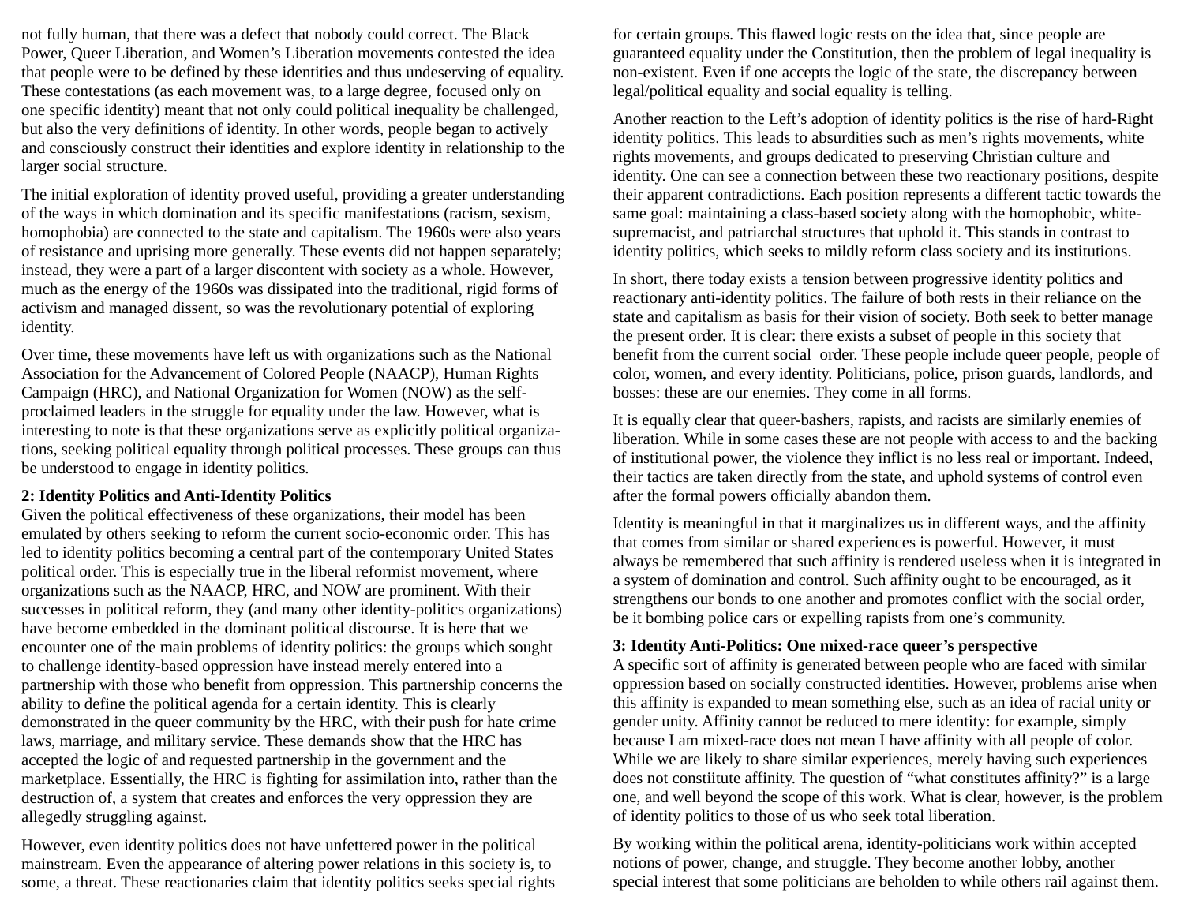not fully human, that there was a defect that nobody could correct. The Black Power, Queer Liberation, and Women's Liberation movements contested the idea that people were to be defined by these identities and thus undeserving of equality. These contestations (as each movement was, to a large degree, focused only on one specific identity) meant that not only could political inequality be challenged, but also the very definitions of identity. In other words, people began to actively and consciously construct their identities and explore identity in relationship to the larger social structure.

The initial exploration of identity proved useful, providing a greater understanding of the ways in which domination and its specific manifestations (racism, sexism, homophobia) are connected to the state and capitalism. The 1960s were also years of resistance and uprising more generally. These events did not happen separately; instead, they were a part of a larger discontent with society as a whole. However, much as the energy of the 1960s was dissipated into the traditional, rigid forms of activism and managed dissent, so was the revolutionary potential of exploring identity.

Over time, these movements have left us with organizations such as the National Association for the Advancement of Colored People (NAACP), Human Rights Campaign (HRC), and National Organization for Women (NOW) as the self-proclaimed leaders in the struggle for equality under the law. However, what is interesting to note is that these organizations serve as explicitly political organizations, seeking political equality through political processes. These groups can thus be understood to engage in identity politics.

**2: Identity Politics and Anti-Identity Politics**

Given the political effectiveness of these organizations, their model has been emulated by others seeking to reform the current socio-economic order. This has led to identity politics becoming a central part of the contemporary United States political order. This is especially true in the liberal reformist movement, where organizations such as the NAACP, HRC, and NOW are prominent. With their successes in political reform, they (and many other identity-politics organizations) have become embedded in the dominant political discourse. It is here that we encounter one of the main problems of identity politics: the groups which sought to challenge identity-based oppression have instead merely entered into a partnership with those who benefit from oppression. This partnership concerns the ability to define the political agenda for a certain identity. This is clearly demonstrated in the queer community by the HRC, with their push for hate crime laws, marriage, and military service. These demands show that the HRC has accepted the logic of and requested partnership in the government and the marketplace. Essentially, the HRC is fighting for assimilation into, rather than the destruction of, a system that creates and enforces the very oppression they are allegedly struggling against.

However, even identity politics does not have unfettered power in the political mainstream. Even the appearance of altering power relations in this society is, to some, a threat. These reactionaries claim that identity politics seeks special rights for certain groups. This flawed logic rests on the idea that, since people are guaranteed equality under the Constitution, then the problem of legal inequality is non-existent. Even if one accepts the logic of the state, the discrepancy between legal/political equality and social equality is telling.

Another reaction to the Left's adoption of identity politics is the rise of hard-Right identity politics. This leads to absurdities such as men's rights movements, white rights movements, and groups dedicated to preserving Christian culture and identity. One can see a connection between these two reactionary positions, despite their apparent contradictions. Each position represents a different tactic towards the same goal: maintaining a class-based society along with the homophobic, white-supremacist, and patriarchal structures that uphold it. This stands in contrast to identity politics, which seeks to mildly reform class society and its institutions.

In short, there today exists a tension between progressive identity politics and reactionary anti-identity politics. The failure of both rests in their reliance on the state and capitalism as basis for their vision of society. Both seek to better manage the present order. It is clear: there exists a subset of people in this society that benefit from the current social order. These people include queer people, people of color, women, and every identity. Politicians, police, prison guards, landlords, and bosses: these are our enemies. They come in all forms.

It is equally clear that queer-bashers, rapists, and racists are similarly enemies of liberation. While in some cases these are not people with access to and the backing of institutional power, the violence they inflict is no less real or important. Indeed, their tactics are taken directly from the state, and uphold systems of control even after the formal powers officially abandon them.

Identity is meaningful in that it marginalizes us in different ways, and the affinity that comes from similar or shared experiences is powerful. However, it must always be remembered that such affinity is rendered useless when it is integrated in a system of domination and control. Such affinity ought to be encouraged, as it strengthens our bonds to one another and promotes conflict with the social order, be it bombing police cars or expelling rapists from one's community.

**3: Identity Anti-Politics: One mixed-race queer's perspective**

A specific sort of affinity is generated between people who are faced with similar oppression based on socially constructed identities. However, problems arise when this affinity is expanded to mean something else, such as an idea of racial unity or gender unity. Affinity cannot be reduced to mere identity: for example, simply because I am mixed-race does not mean I have affinity with all people of color. While we are likely to share similar experiences, merely having such experiences does not constiitute affinity. The question of "what constitutes affinity?" is a large one, and well beyond the scope of this work. What is clear, however, is the problem of identity politics to those of us who seek total liberation.

By working within the political arena, identity-politicians work within accepted notions of power, change, and struggle. They become another lobby, another special interest that some politicians are beholden to while others rail against them.